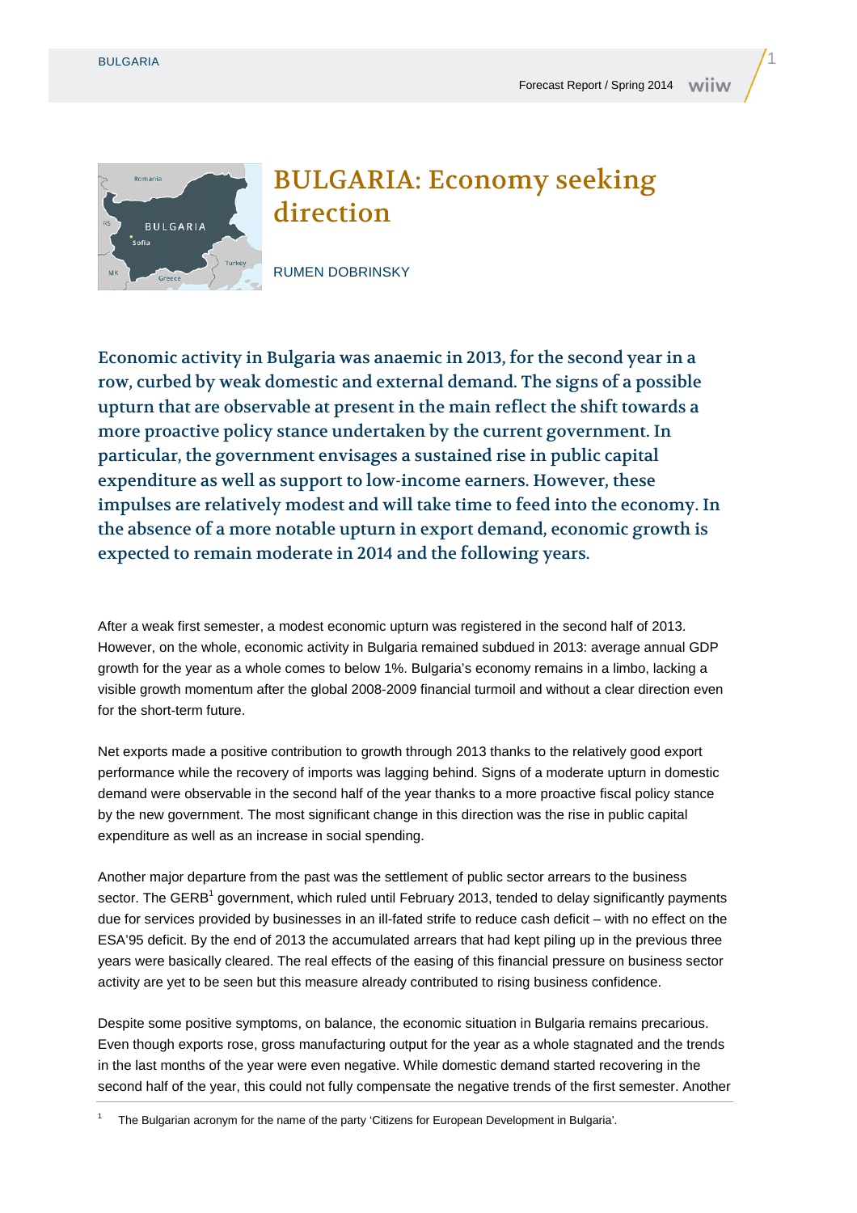# BULGARIA: Economy seeking direction

RUMEN DOBRINSKY

**Economic activity in Bulgaria was anaemic in 2013, for the second year in a row, curbed by weak domestic and external demand. The signs of a possible upturn that are observable at present in the main reflect the shift towards a more proactive policy stance undertaken by the current government. In particular, the government envisages a sustained rise in public capital expenditure as well as support to low-income earners. However, these impulses are relatively modest and will take time to feed into the economy. In the absence of a more notable upturn in export demand, economic growth is expected to remain moderate in 2014 and the following years.**

After a weak first semester, a modest economic upturn was registered in the second half of 2013. However, on the whole, economic activity in Bulgaria remained subdued in 2013: average annual GDP growth for the year as a whole comes to below 1%. Bulgaria's economy remains in a limbo, lacking a visible growth momentum after the global 2008-2009 financial turmoil and without a clear direction even for the short-term future.

Net exports made a positive contribution to growth through 2013 thanks to the relatively good export performance while the recovery of imports was lagging behind. Signs of a moderate upturn in domestic demand were observable in the second half of the year thanks to a more proactive fiscal policy stance by the new government. The most significant change in this direction was the rise in public capital expenditure as well as an increase in social spending.

Another major departure from the past was the settlement of public sector arrears to the business sector. The GERB[1] government, which ruled until February 2013, tended to delay significantly payments due for services provided by businesses in an ill-fated strife to reduce cash deficit – with no effect on the ESA'95 deficit. By the end of 2013 the accumulated arrears that had kept piling up in the previous three years were basically cleared. The real effects of the easing of this financial pressure on business sector activity are yet to be seen but this measure already contributed to rising business confidence.

Despite some positive symptoms, on balance, the economic situation in Bulgaria remains precarious. Even though exports rose, gross manufacturing output for the year as a whole stagnated and the trends in the last months of the year were even negative. While domestic demand started recovering in the second half of the year, this could not fully compensate the negative trends of the first semester. Another

[1] The Bulgarian acronym for the name of the party 'Citizens for European Development in Bulgaria'.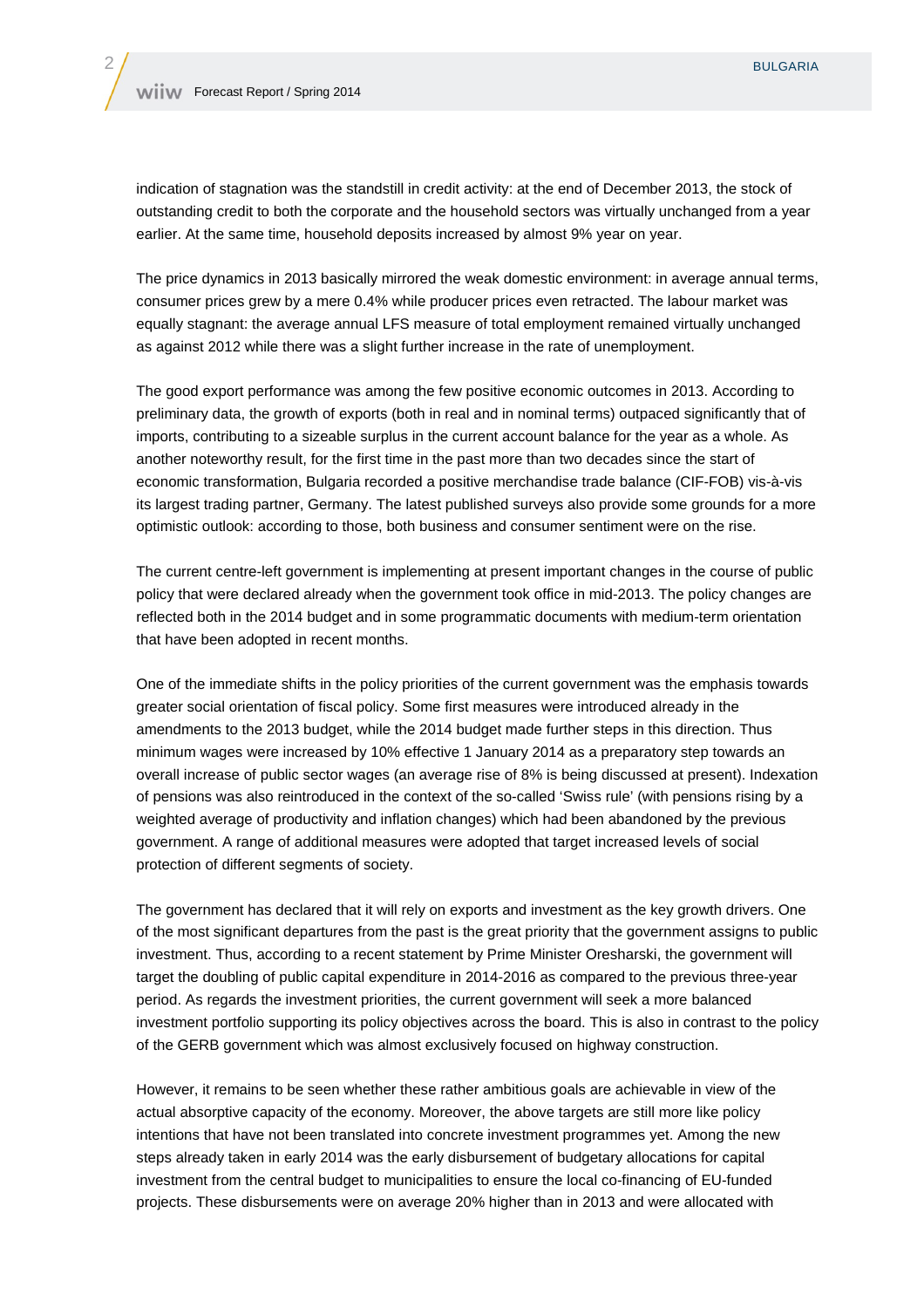indication of stagnation was the standstill in credit activity: at the end of December 2013, the stock of outstanding credit to both the corporate and the household sectors was virtually unchanged from a year earlier. At the same time, household deposits increased by almost 9% year on year.

The price dynamics in 2013 basically mirrored the weak domestic environment: in average annual terms, consumer prices grew by a mere 0.4% while producer prices even retracted. The labour market was equally stagnant: the average annual LFS measure of total employment remained virtually unchanged as against 2012 while there was a slight further increase in the rate of unemployment.

The good export performance was among the few positive economic outcomes in 2013. According to preliminary data, the growth of exports (both in real and in nominal terms) outpaced significantly that of imports, contributing to a sizeable surplus in the current account balance for the year as a whole. As another noteworthy result, for the first time in the past more than two decades since the start of economic transformation, Bulgaria recorded a positive merchandise trade balance (CIF-FOB) vis-à-vis its largest trading partner, Germany. The latest published surveys also provide some grounds for a more optimistic outlook: according to those, both business and consumer sentiment were on the rise.

The current centre-left government is implementing at present important changes in the course of public policy that were declared already when the government took office in mid-2013. The policy changes are reflected both in the 2014 budget and in some programmatic documents with medium-term orientation that have been adopted in recent months.

One of the immediate shifts in the policy priorities of the current government was the emphasis towards greater social orientation of fiscal policy. Some first measures were introduced already in the amendments to the 2013 budget, while the 2014 budget made further steps in this direction. Thus minimum wages were increased by 10% effective 1 January 2014 as a preparatory step towards an overall increase of public sector wages (an average rise of 8% is being discussed at present). Indexation of pensions was also reintroduced in the context of the so-called 'Swiss rule' (with pensions rising by a weighted average of productivity and inflation changes) which had been abandoned by the previous government. A range of additional measures were adopted that target increased levels of social protection of different segments of society.

The government has declared that it will rely on exports and investment as the key growth drivers. One of the most significant departures from the past is the great priority that the government assigns to public investment. Thus, according to a recent statement by Prime Minister Oresharski, the government will target the doubling of public capital expenditure in 2014-2016 as compared to the previous three-year period. As regards the investment priorities, the current government will seek a more balanced investment portfolio supporting its policy objectives across the board. This is also in contrast to the policy of the GERB government which was almost exclusively focused on highway construction.

However, it remains to be seen whether these rather ambitious goals are achievable in view of the actual absorptive capacity of the economy. Moreover, the above targets are still more like policy intentions that have not been translated into concrete investment programmes yet. Among the new steps already taken in early 2014 was the early disbursement of budgetary allocations for capital investment from the central budget to municipalities to ensure the local co-financing of EU-funded projects. These disbursements were on average 20% higher than in 2013 and were allocated with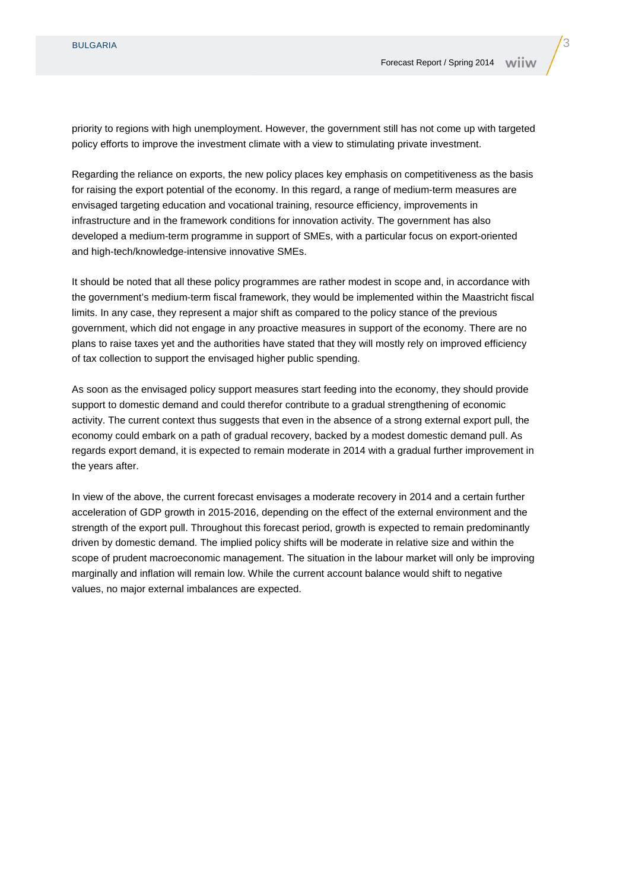priority to regions with high unemployment. However, the government still has not come up with targeted policy efforts to improve the investment climate with a view to stimulating private investment.

Regarding the reliance on exports, the new policy places key emphasis on competitiveness as the basis for raising the export potential of the economy. In this regard, a range of medium-term measures are envisaged targeting education and vocational training, resource efficiency, improvements in infrastructure and in the framework conditions for innovation activity. The government has also developed a medium-term programme in support of SMEs, with a particular focus on export-oriented and high-tech/knowledge-intensive innovative SMEs.

It should be noted that all these policy programmes are rather modest in scope and, in accordance with the government's medium-term fiscal framework, they would be implemented within the Maastricht fiscal limits. In any case, they represent a major shift as compared to the policy stance of the previous government, which did not engage in any proactive measures in support of the economy. There are no plans to raise taxes yet and the authorities have stated that they will mostly rely on improved efficiency of tax collection to support the envisaged higher public spending.

As soon as the envisaged policy support measures start feeding into the economy, they should provide support to domestic demand and could therefor contribute to a gradual strengthening of economic activity. The current context thus suggests that even in the absence of a strong external export pull, the economy could embark on a path of gradual recovery, backed by a modest domestic demand pull. As regards export demand, it is expected to remain moderate in 2014 with a gradual further improvement in the years after.

In view of the above, the current forecast envisages a moderate recovery in 2014 and a certain further acceleration of GDP growth in 2015-2016, depending on the effect of the external environment and the strength of the export pull. Throughout this forecast period, growth is expected to remain predominantly driven by domestic demand. The implied policy shifts will be moderate in relative size and within the scope of prudent macroeconomic management. The situation in the labour market will only be improving marginally and inflation will remain low. While the current account balance would shift to negative values, no major external imbalances are expected.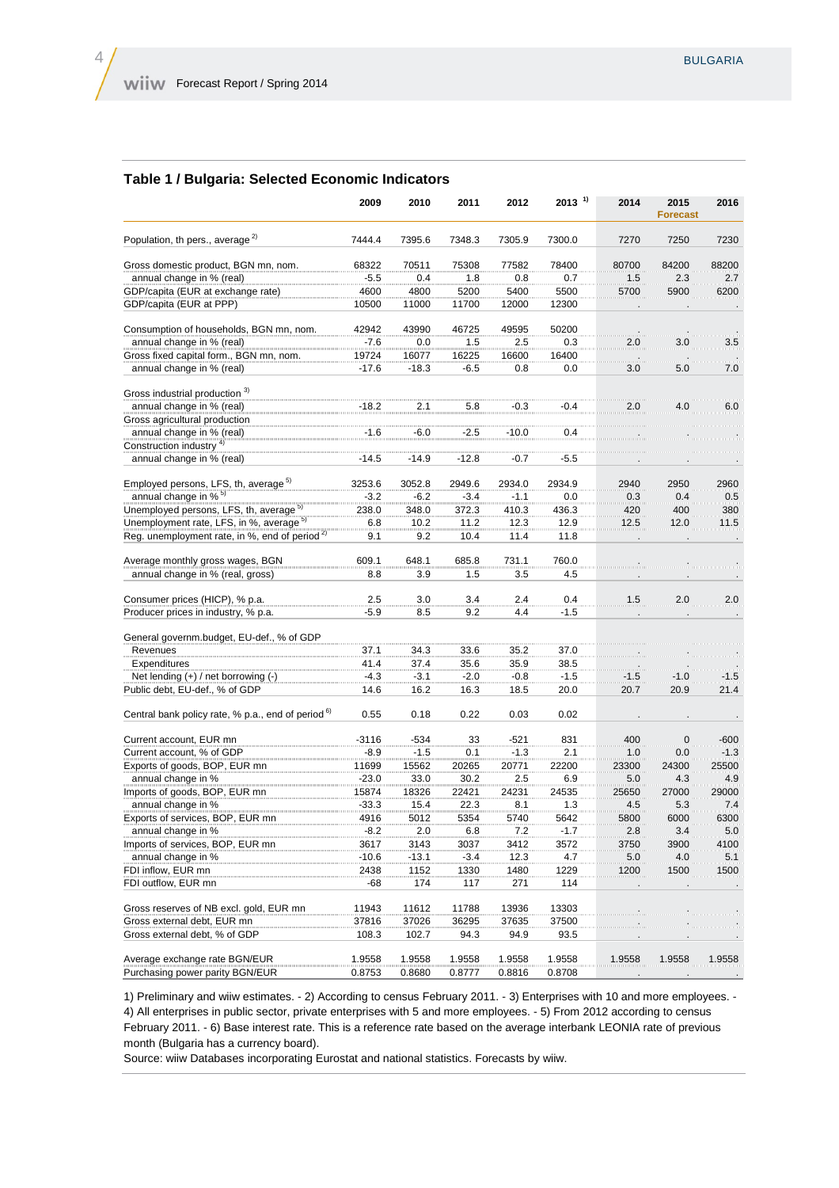## Table 1 / Bulgaria: Selected Economic Indicators

| | 2009 | 2010 | 2011 | 2012 | 2013 [1] | 2014 | 2015 Forecast | 2016 |
|---|---|---|---|---|---|---|---|---|
| Population, th pers., average [2] | 7444.4 | 7395.6 | 7348.3 | 7305.9 | 7300.0 | 7270 | 7250 | 7230 |
| Gross domestic product, BGN mn, nom. | 68322 | 70511 | 75308 | 77582 | 78400 | 80700 | 84200 | 88200 |
| annual change in % (real) | -5.5 | 0.4 | 1.8 | 0.8 | 0.7 | 1.5 | 2.3 | 2.7 |
| GDP/capita (EUR at exchange rate) | 4600 | 4800 | 5200 | 5400 | 5500 | 5700 | 5900 | 6200 |
| GDP/capita (EUR at PPP) | 10500 | 11000 | 11700 | 12000 | 12300 | . | . | . |
| Consumption of households, BGN mn, nom. | 42942 | 43990 | 46725 | 49595 | 50200 | . | . | . |
| annual change in % (real) | -7.6 | 0.0 | 1.5 | 2.5 | 0.3 | 2.0 | 3.0 | 3.5 |
| Gross fixed capital form., BGN mn, nom. | 19724 | 16077 | 16225 | 16600 | 16400 | . | . | . |
| annual change in % (real) | -17.6 | -18.3 | -6.5 | 0.8 | 0.0 | 3.0 | 5.0 | 7.0 |
| Gross industrial production [3] | | | | | | | | |
| annual change in % (real) | -18.2 | 2.1 | 5.8 | -0.3 | -0.4 | 2.0 | 4.0 | 6.0 |
| Gross agricultural production | | | | | | | | |
| annual change in % (real) | -1.6 | -6.0 | -2.5 | -10.0 | 0.4 | . | . | . |
| Construction industry [4] | | | | | | | | |
| annual change in % (real) | -14.5 | -14.9 | -12.8 | -0.7 | -5.5 | . | . | . |
| Employed persons, LFS, th, average [5] | 3253.6 | 3052.8 | 2949.6 | 2934.0 | 2934.9 | 2940 | 2950 | 2960 |
| annual change in % [5] | -3.2 | -6.2 | -3.4 | -1.1 | 0.0 | 0.3 | 0.4 | 0.5 |
| Unemployed persons, LFS, th, average [5] | 238.0 | 348.0 | 372.3 | 410.3 | 436.3 | 420 | 400 | 380 |
| Unemployment rate, LFS, in %, average [5] | 6.8 | 10.2 | 11.2 | 12.3 | 12.9 | 12.5 | 12.0 | 11.5 |
| Reg. unemployment rate, in %, end of period [2] | 9.1 | 9.2 | 10.4 | 11.4 | 11.8 | . | . | . |
| Average monthly gross wages, BGN | 609.1 | 648.1 | 685.8 | 731.1 | 760.0 | . | . | . |
| annual change in % (real, gross) | 8.8 | 3.9 | 1.5 | 3.5 | 4.5 | . | . | . |
| Consumer prices (HICP), % p.a. | 2.5 | 3.0 | 3.4 | 2.4 | 0.4 | 1.5 | 2.0 | 2.0 |
| Producer prices in industry, % p.a. | -5.9 | 8.5 | 9.2 | 4.4 | -1.5 | . | . | . |
| General governm.budget, EU-def., % of GDP | | | | | | | | |
| Revenues | 37.1 | 34.3 | 33.6 | 35.2 | 37.0 | . | . | . |
| Expenditures | 41.4 | 37.4 | 35.6 | 35.9 | 38.5 | . | . | . |
| Net lending (+) / net borrowing (-) | -4.3 | -3.1 | -2.0 | -0.8 | -1.5 | -1.5 | -1.0 | -1.5 |
| Public debt, EU-def., % of GDP | 14.6 | 16.2 | 16.3 | 18.5 | 20.0 | 20.7 | 20.9 | 21.4 |
| Central bank policy rate, % p.a., end of period [6] | 0.55 | 0.18 | 0.22 | 0.03 | 0.02 | . | . | . |
| Current account, EUR mn | -3116 | -534 | 33 | -521 | 831 | 400 | 0 | -600 |
| Current account, % of GDP | -8.9 | -1.5 | 0.1 | -1.3 | 2.1 | 1.0 | 0.0 | -1.3 |
| Exports of goods, BOP, EUR mn | 11699 | 15562 | 20265 | 20771 | 22200 | 23300 | 24300 | 25500 |
| annual change in % | -23.0 | 33.0 | 30.2 | 2.5 | 6.9 | 5.0 | 4.3 | 4.9 |
| Imports of goods, BOP, EUR mn | 15874 | 18326 | 22421 | 24231 | 24535 | 25650 | 27000 | 29000 |
| annual change in % | -33.3 | 15.4 | 22.3 | 8.1 | 1.3 | 4.5 | 5.3 | 7.4 |
| Exports of services, BOP, EUR mn | 4916 | 5012 | 5354 | 5740 | 5642 | 5800 | 6000 | 6300 |
| annual change in % | -8.2 | 2.0 | 6.8 | 7.2 | -1.7 | 2.8 | 3.4 | 5.0 |
| Imports of services, BOP, EUR mn | 3617 | 3143 | 3037 | 3412 | 3572 | 3750 | 3900 | 4100 |
| annual change in % | -10.6 | -13.1 | -3.4 | 12.3 | 4.7 | 5.0 | 4.0 | 5.1 |
| FDI inflow, EUR mn | 2438 | 1152 | 1330 | 1480 | 1229 | 1200 | 1500 | 1500 |
| FDI outflow, EUR mn | -68 | 174 | 117 | 271 | 114 | . | . | . |
| Gross reserves of NB excl. gold, EUR mn | 11943 | 11612 | 11788 | 13936 | 13303 | . | . | . |
| Gross external debt, EUR mn | 37816 | 37026 | 36295 | 37635 | 37500 | . | . | . |
| Gross external debt, % of GDP | 108.3 | 102.7 | 94.3 | 94.9 | 93.5 | . | . | . |
| Average exchange rate BGN/EUR | 1.9558 | 1.9558 | 1.9558 | 1.9558 | 1.9558 | 1.9558 | 1.9558 | 1.9558 |
| Purchasing power parity BGN/EUR | 0.8753 | 0.8680 | 0.8777 | 0.8816 | 0.8708 | . | . | . |

1) Preliminary and wiiw estimates. - 2) According to census February 2011. - 3) Enterprises with 10 and more employees. - 4) All enterprises in public sector, private enterprises with 5 and more employees. - 5) From 2012 according to census February 2011. - 6) Base interest rate. This is a reference rate based on the average interbank LEONIA rate of previous month (Bulgaria has a currency board).

Source: wiiw Databases incorporating Eurostat and national statistics. Forecasts by wiiw.